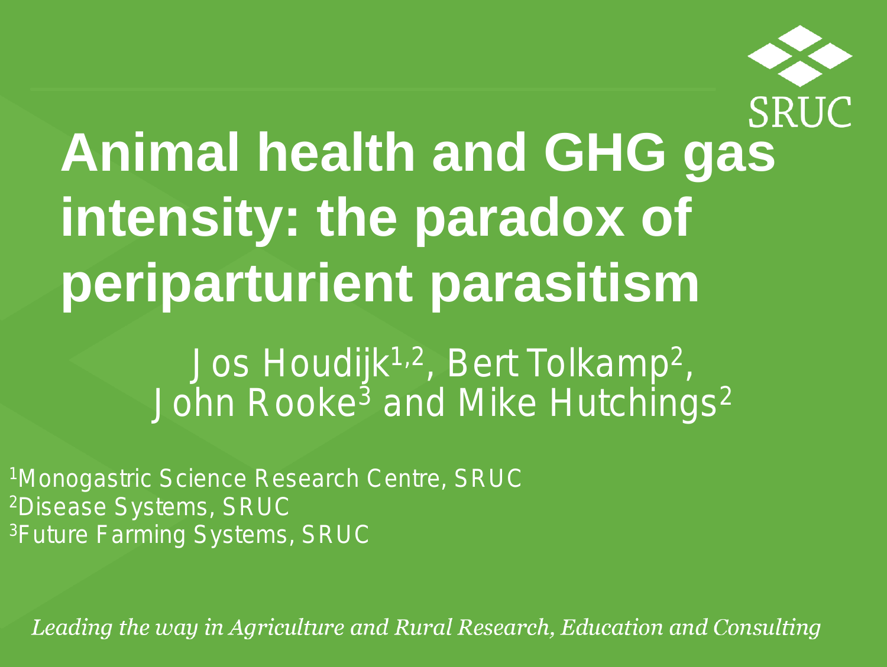# Animal health and GHG gas intensity: the paradox of periparturient parasitism

Jos Houdijk[1,2], Bert Tolkamp[2], John Rooke[3] and Mike Hutchings[2]

[1]Monogastric Science Research Centre, SRUC
[2]Disease Systems, SRUC
[3]Future Farming Systems, SRUC

SRUC

*Leading the way in Agriculture and Rural Research, Education and Consulting*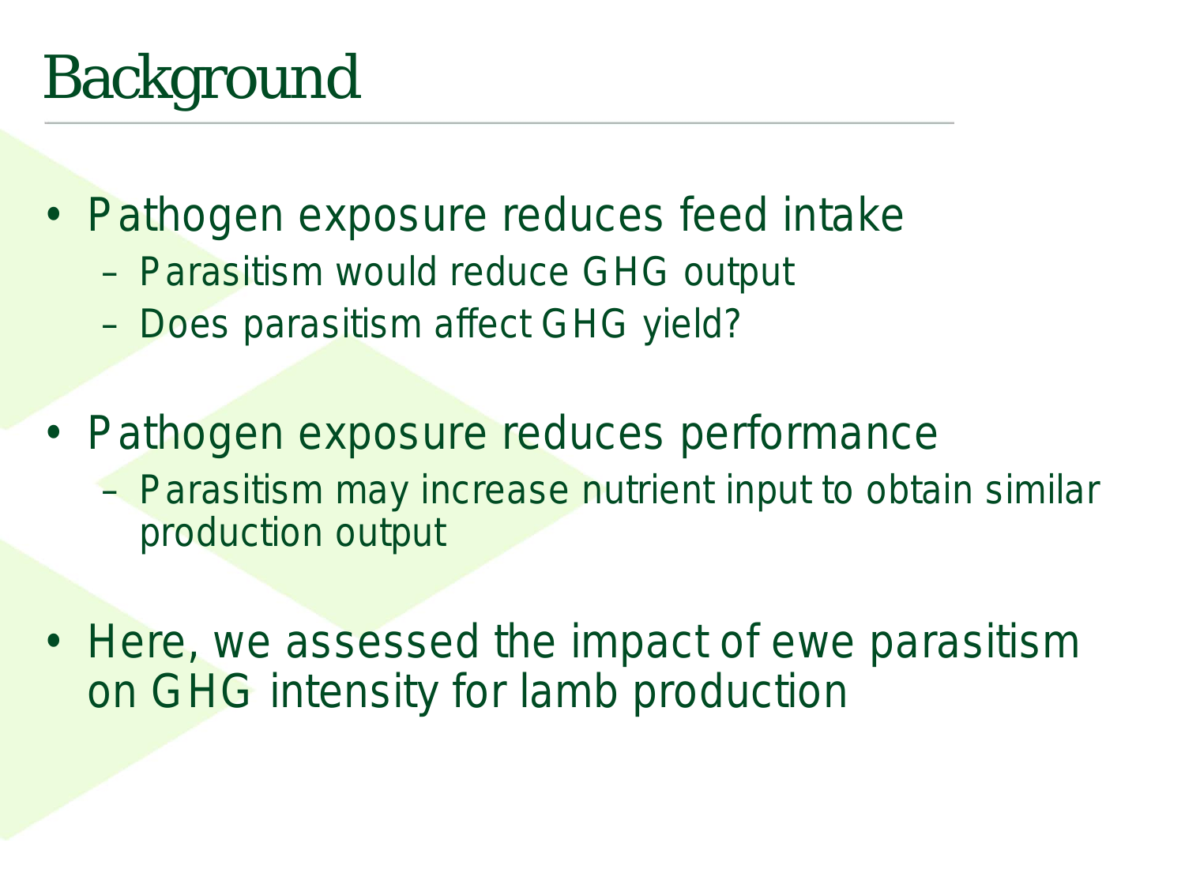# Background

- Pathogen exposure reduces feed intake
  - Parasitism would reduce GHG output
  - Does parasitism affect GHG yield?
- Pathogen exposure reduces performance
  - Parasitism may increase nutrient input to obtain similar production output
- Here, we assessed the impact of ewe parasitism on GHG intensity for lamb production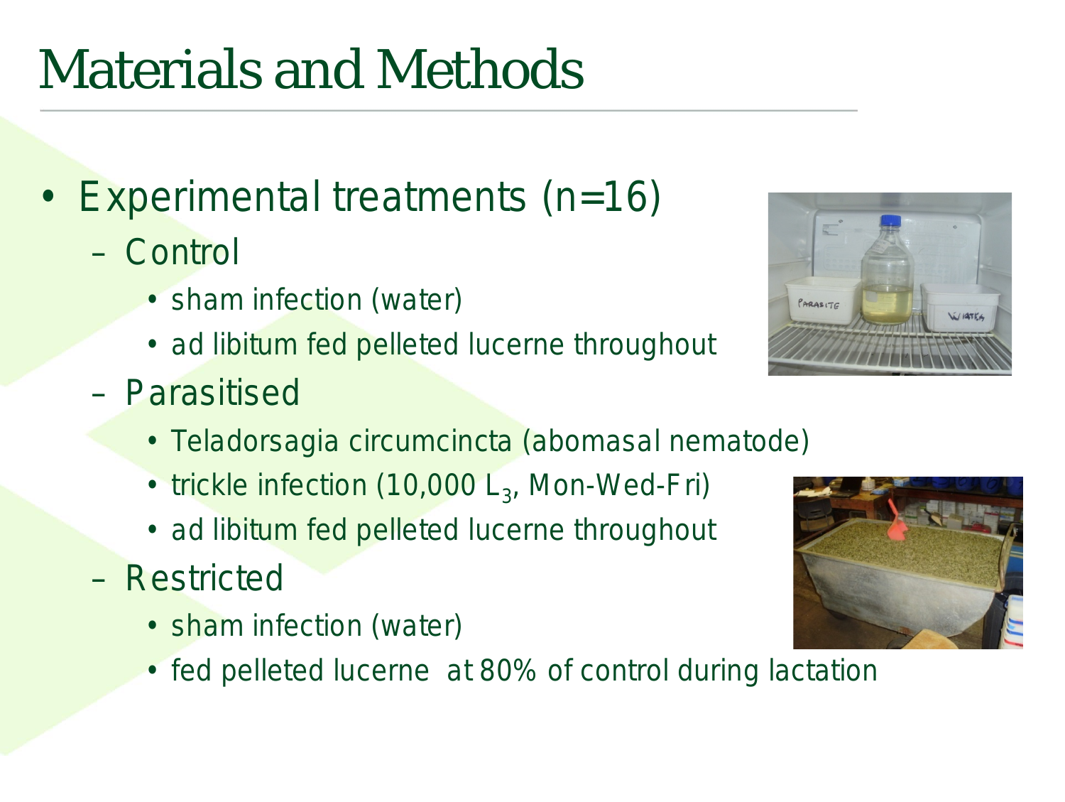# Materials and Methods

- Experimental treatments (n=16)
  - Control
    - sham infection (water)
    - ad libitum fed pelleted lucerne throughout
  - Parasitised
    - Teladorsagia circumcincta (abomasal nematode)
    - trickle infection (10,000 $L_3$, Mon-Wed-Fri)
    - ad libitum fed pelleted lucerne throughout
  - Restricted
    - sham infection (water)
    - fed pelleted lucerne at 80% of control during lactation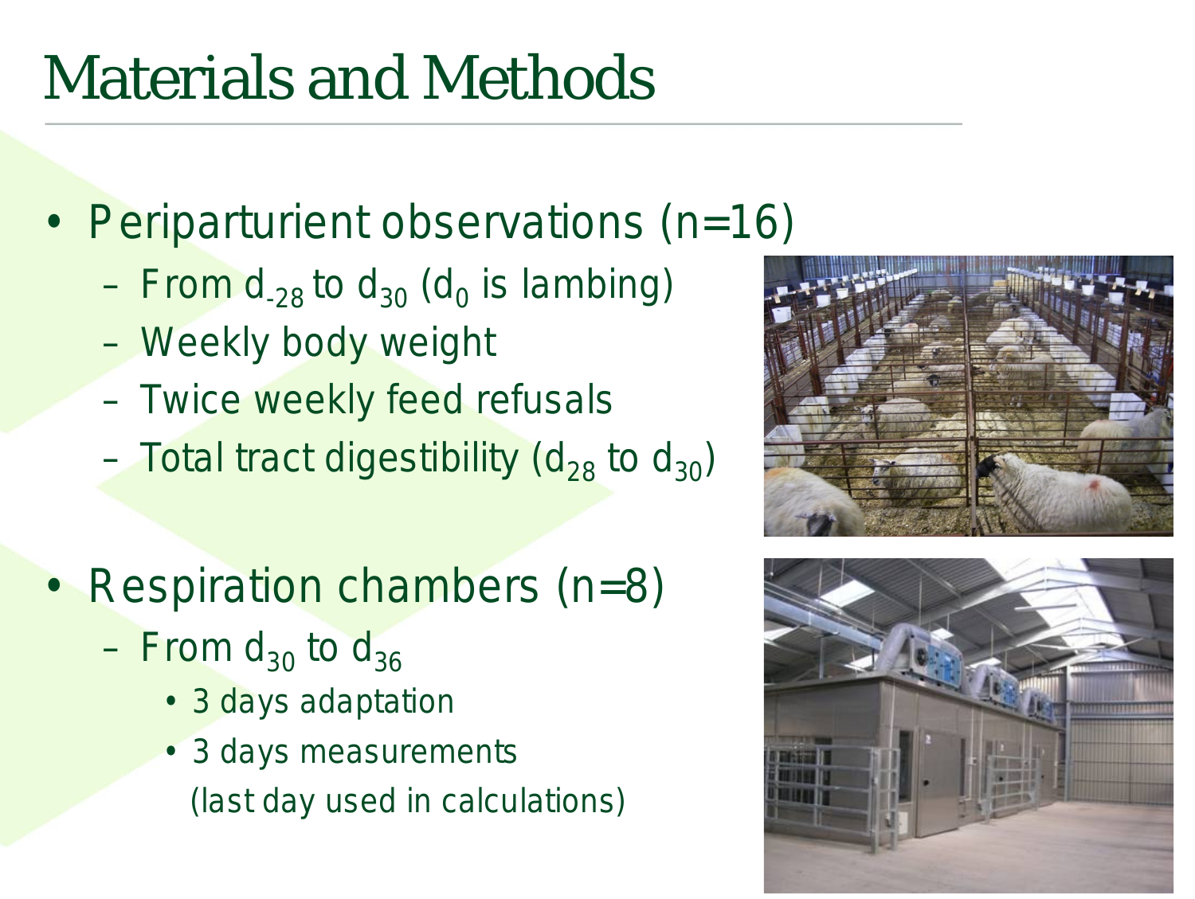# Materials and Methods

- Periparturient observations (n=16)
  - From $d_{-28}$ to $d_{30}$ ($d_0$ is lambing)
  - Weekly body weight
  - Twice weekly feed refusals
  - Total tract digestibility ($d_{28}$ to $d_{30}$)

- Respiration chambers (n=8)
  - From $d_{30}$ to $d_{36}$
    - 3 days adaptation
    - 3 days measurements (last day used in calculations)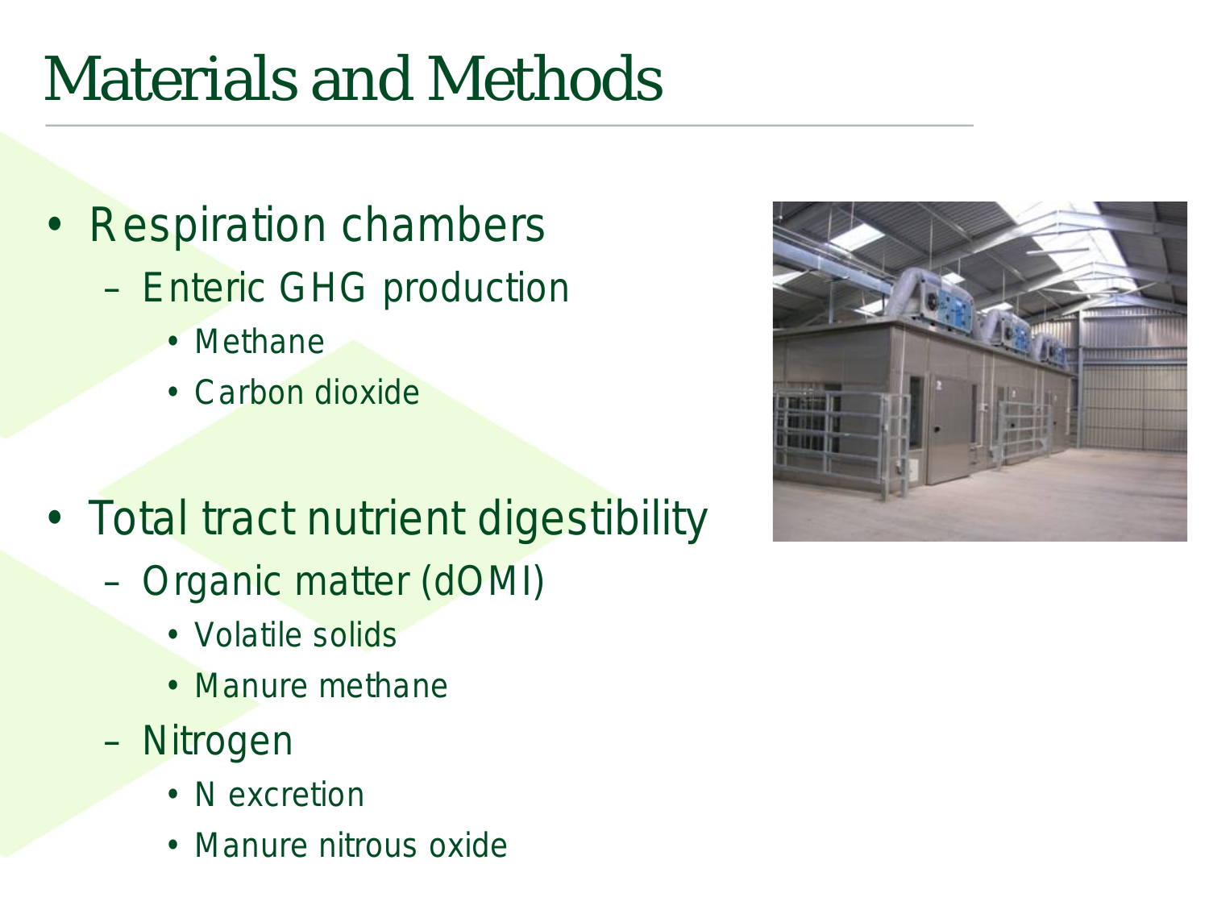# Materials and Methods

- Respiration chambers
  - Enteric GHG production
    - Methane
    - Carbon dioxide
- Total tract nutrient digestibility
  - Organic matter (dOMI)
    - Volatile solids
    - Manure methane
  - Nitrogen
    - N excretion
    - Manure nitrous oxide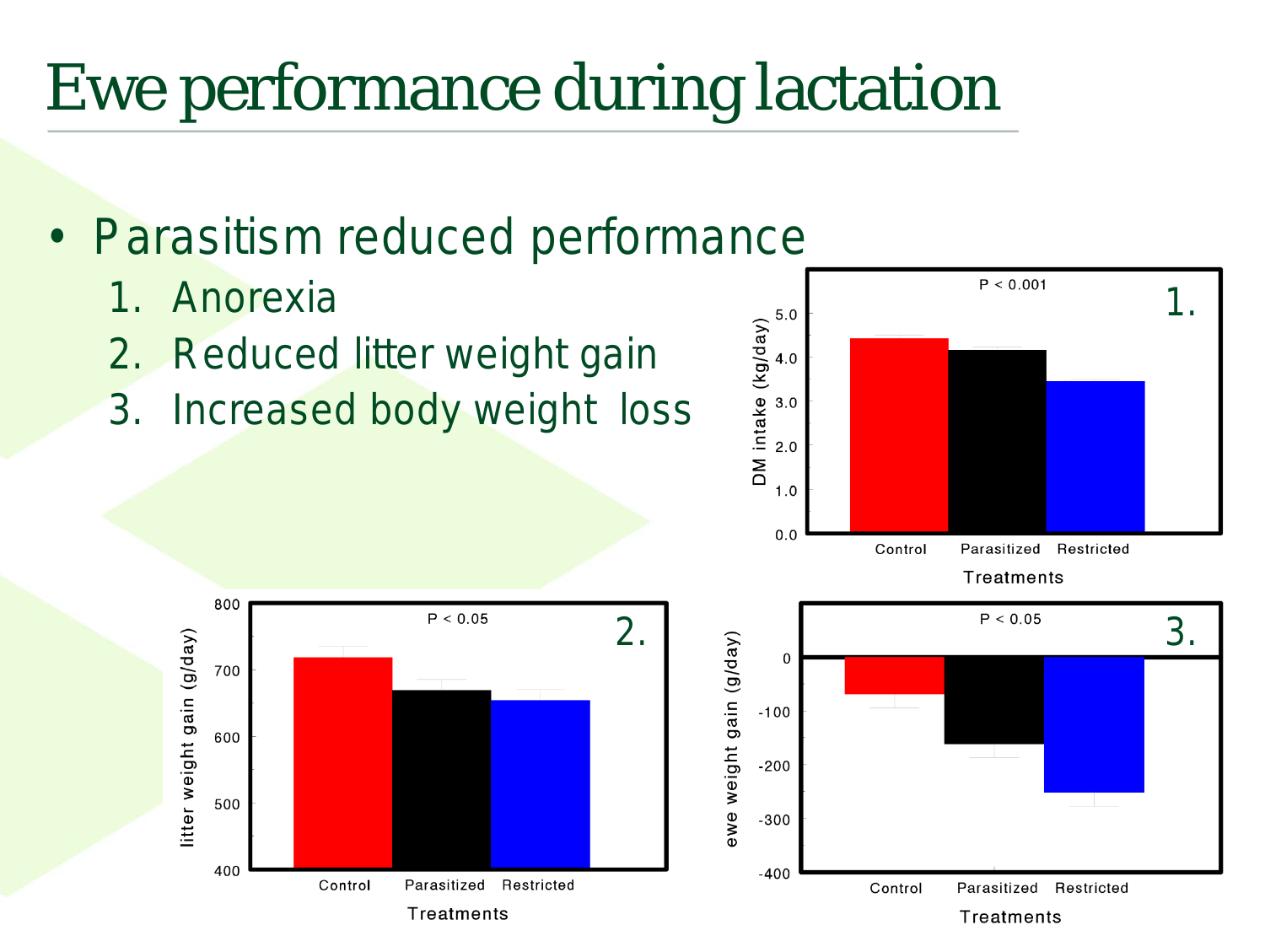# Ewe performance during lactation

- Parasitism reduced performance
  1. Anorexia
  2. Reduced litter weight gain
  3. Increased body weight loss

**1.** $P < 0.001$

DM intake (kg/day) by Treatments: Control, Parasitized, Restricted

**2.** $P < 0.05$

litter weight gain (g/day) by Treatments: Control, Parasitized, Restricted

**3.** $P < 0.05$

ewe weight gain (g/day) by Treatments: Control, Parasitized, Restricted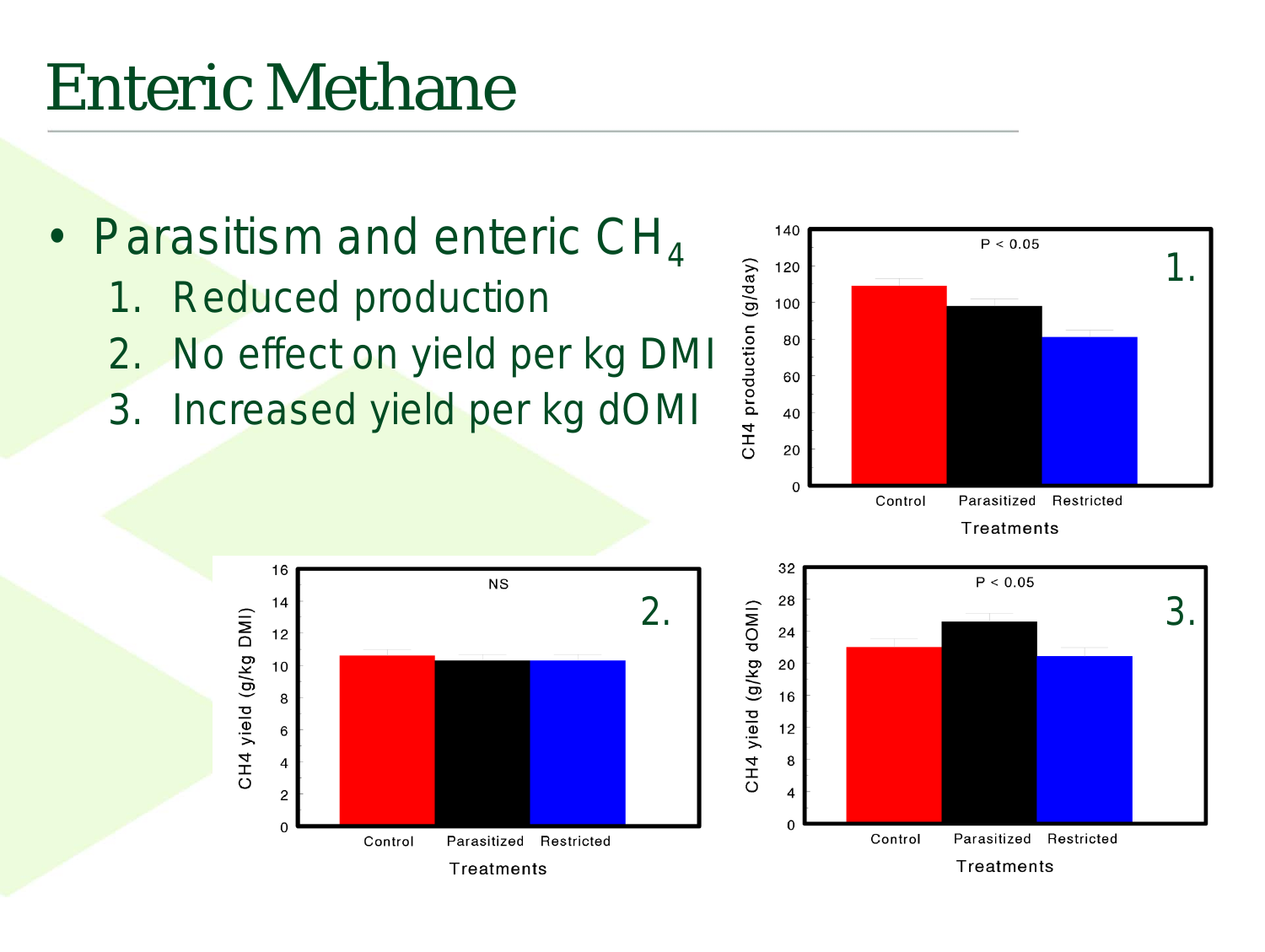# Enteric Methane

- Parasitism and enteric $CH_4$
  1. Reduced production
  2. No effect on yield per kg DMI
  3. Increased yield per kg dOMI

1.

$P < 0.05$

CH4 production (g/day)

Control Parasitized Restricted

Treatments

2.

NS

CH4 yield (g/kg DMI)

Control Parasitized Restricted

Treatments

3.

$P < 0.05$

CH4 yield (g/kg dOMI)

Control Parasitized Restricted

Treatments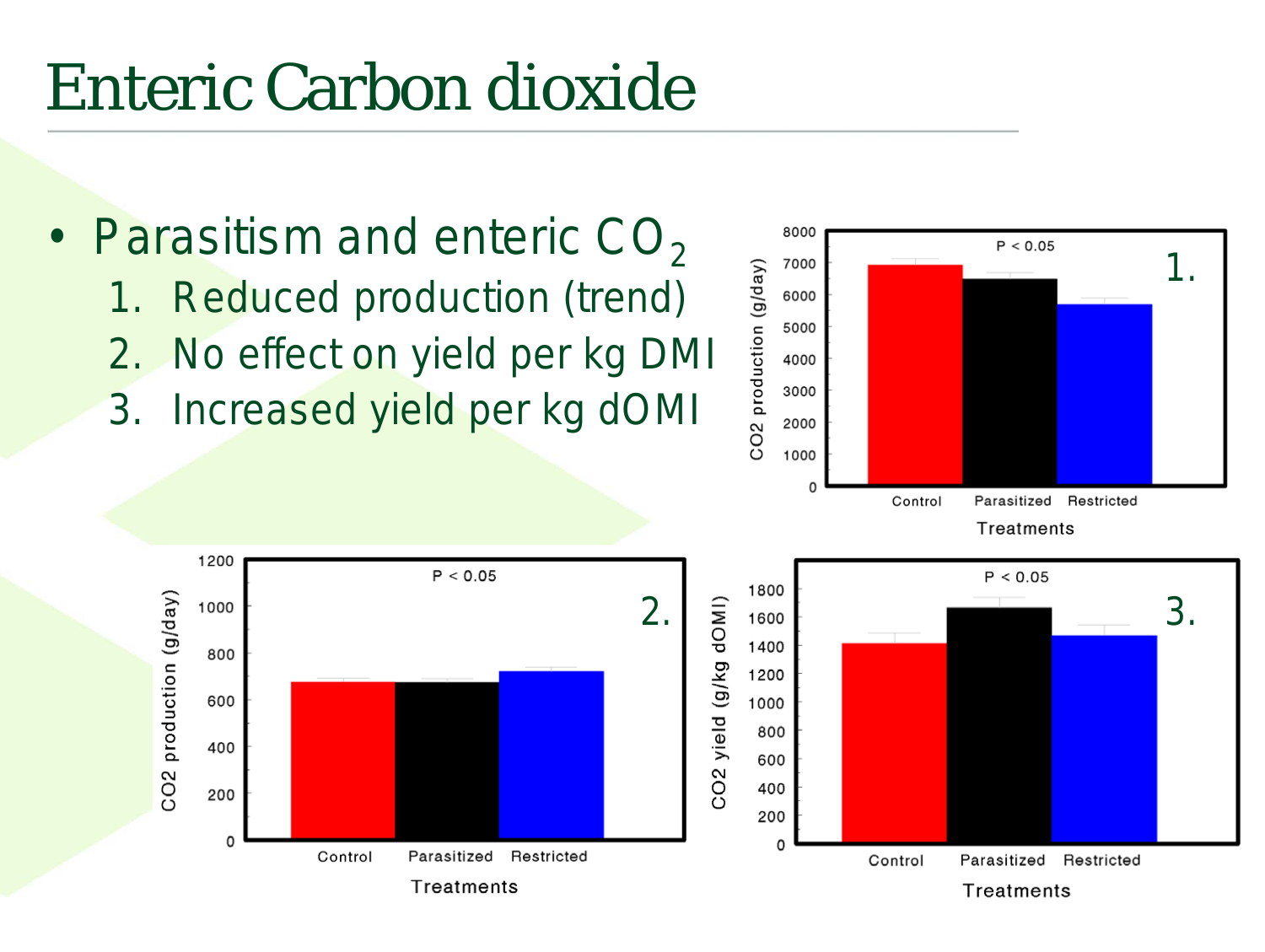# Enteric Carbon dioxide

- Parasitism and enteric $CO_2$
  1. Reduced production (trend)
  2. No effect on yield per kg DMI
  3. Increased yield per kg dOMI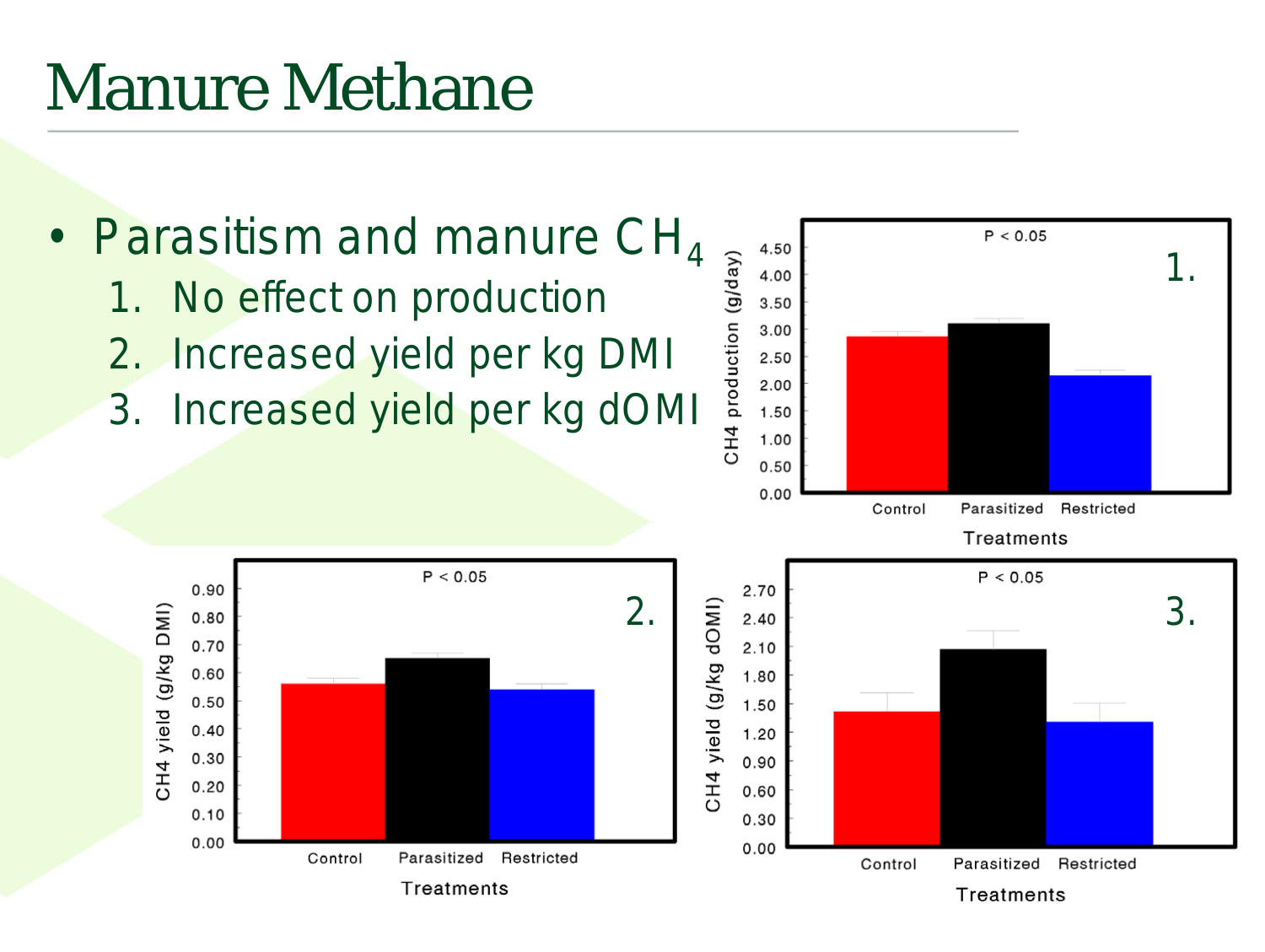# Manure Methane

- Parasitism and manure $CH_4$
  1. No effect on production
  2. Increased yield per kg DMI
  3. Increased yield per kg dOMI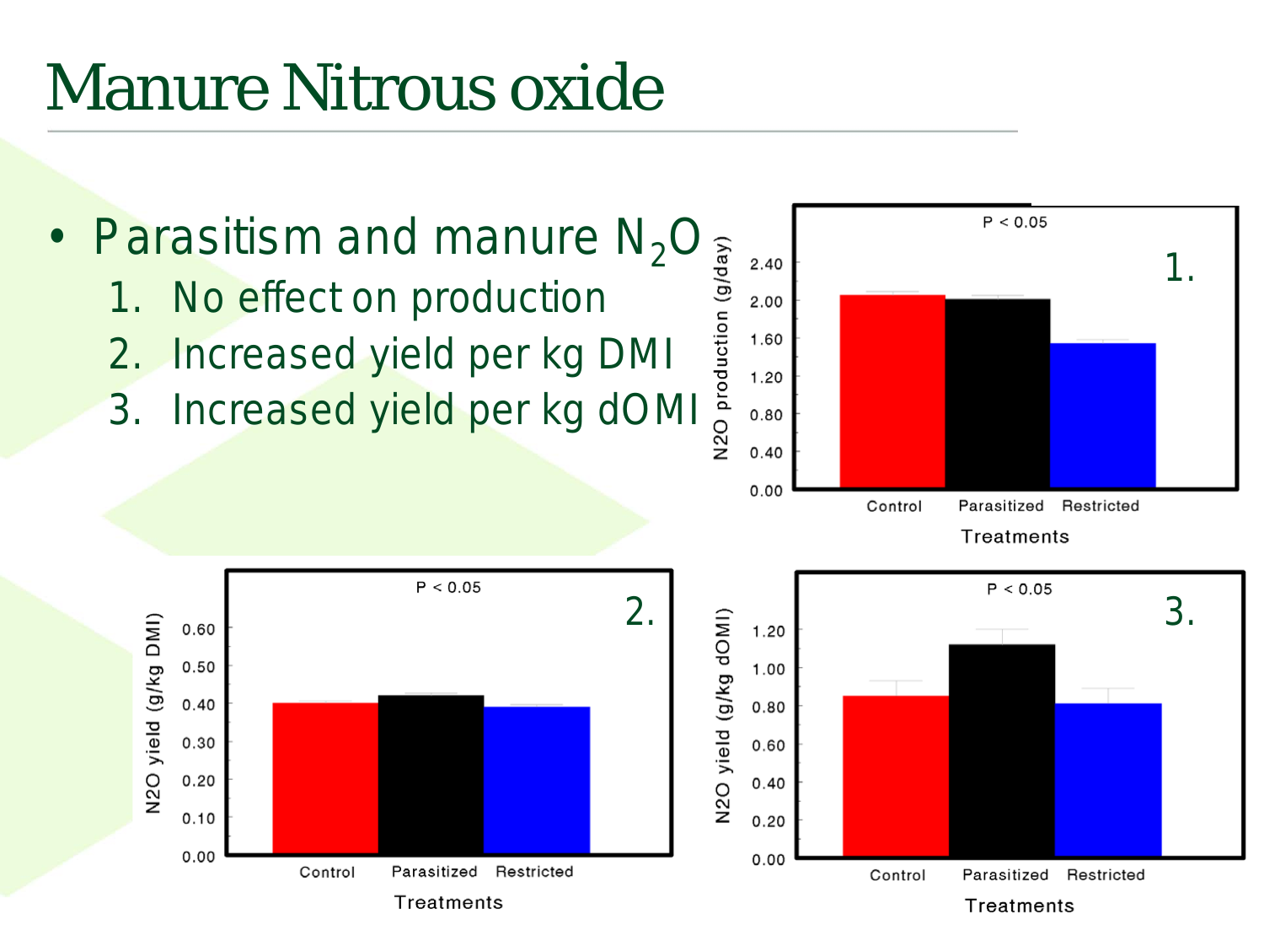# Manure Nitrous oxide

- Parasitism and manure $N_2O$
  1. No effect on production
  2. Increased yield per kg DMI
  3. Increased yield per kg dOMI

**1.** P < 0.05

N2O production (g/day) by Treatments: Control, Parasitized, Restricted

**2.** P < 0.05

N2O yield (g/kg DMI) by Treatments: Control, Parasitized, Restricted

**3.** P < 0.05

N2O yield (g/kg dOMI) by Treatments: Control, Parasitized, Restricted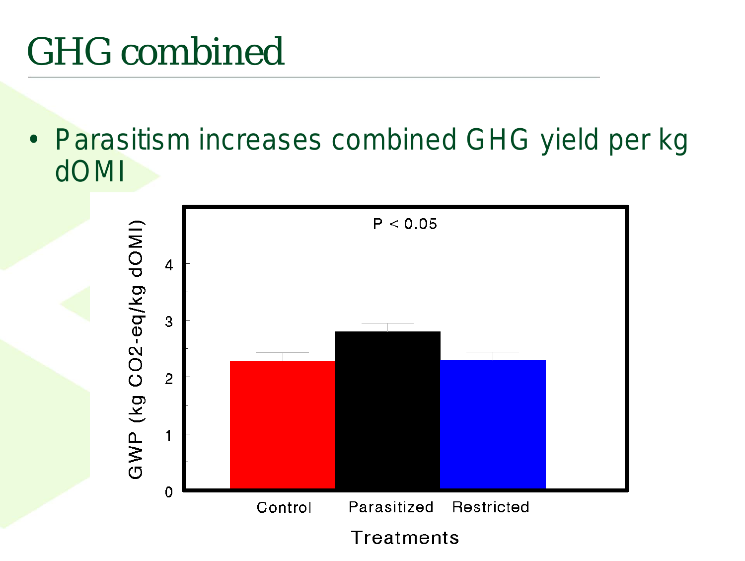# GHG combined

- Parasitism increases combined GHG yield per kg dOMI

P < 0.05

GWP (kg CO2-eq/kg dOMI)

4
3
2
1
0

Control Parasitized Restricted

Treatments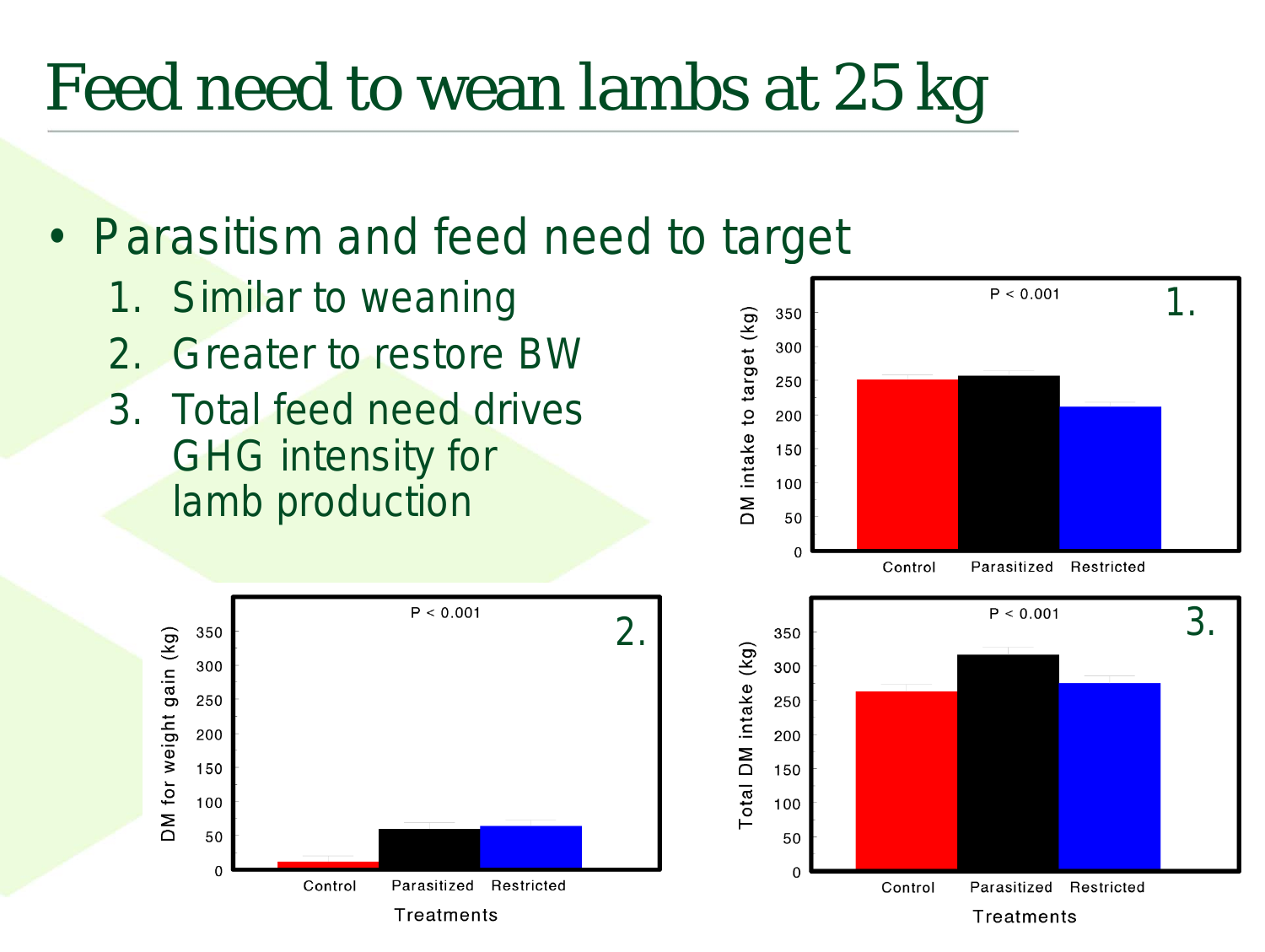# Feed need to wean lambs at 25 kg

- Parasitism and feed need to target
    1. Similar to weaning
    2. Greater to restore BW
    3. Total feed need drives GHG intensity for lamb production

1.

$P < 0.001$

DM intake to target (kg)

Control | Parasitized | Restricted

2.

$P < 0.001$

DM for weight gain (kg)

Control | Parasitized | Restricted

Treatments

3.

$P < 0.001$

Total DM intake (kg)

Control | Parasitized | Restricted

Treatments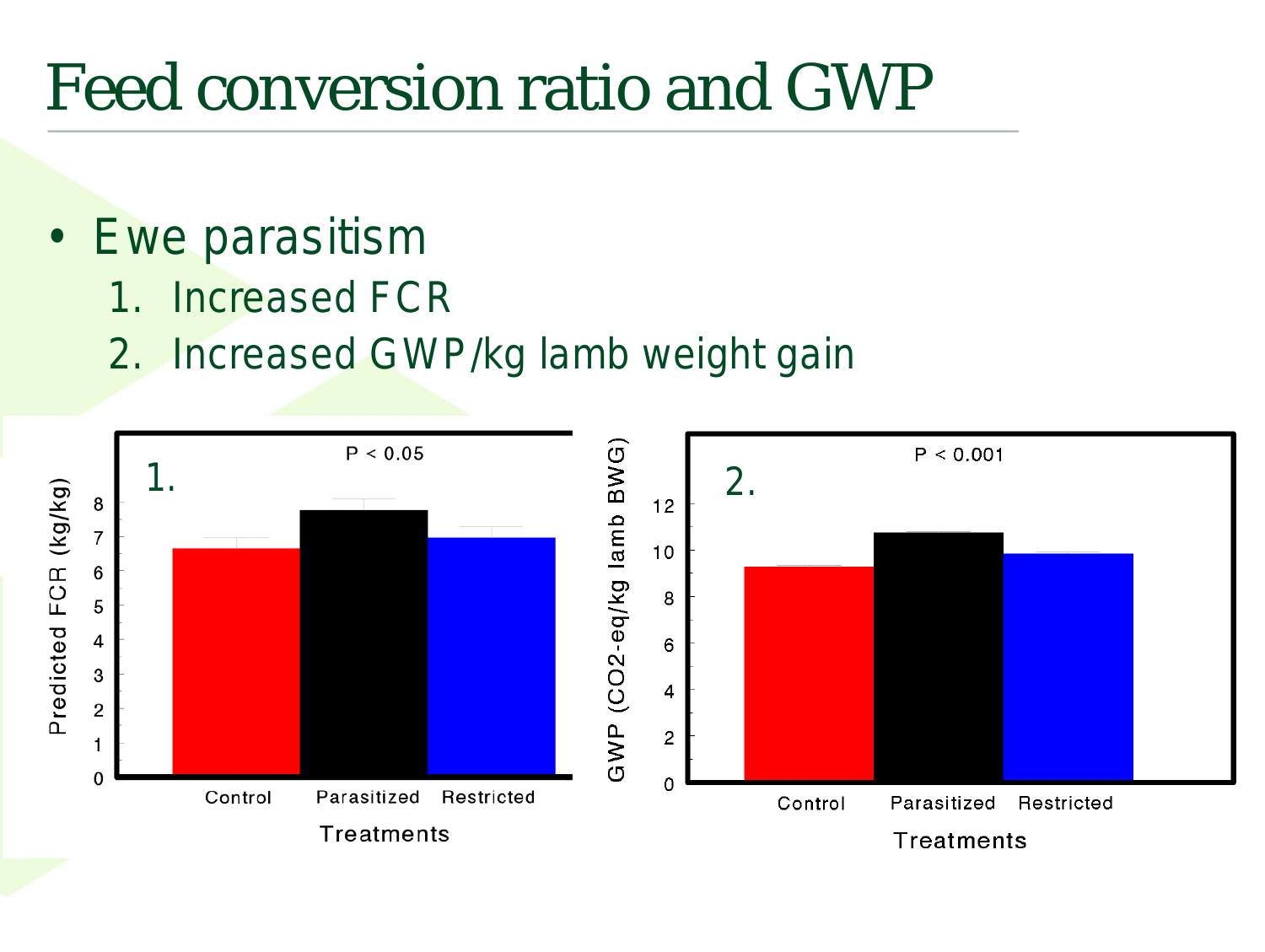# Feed conversion ratio and GWP

- Ewe parasitism
  1. Increased FCR
  2. Increased GWP/kg lamb weight gain

1. $P < 0.05$

Predicted FCR (kg/kg)

Control | Parasitized | Restricted

Treatments

2. $P < 0.001$

GWP ($CO_2$-eq/kg lamb BWG)

Control | Parasitized | Restricted

Treatments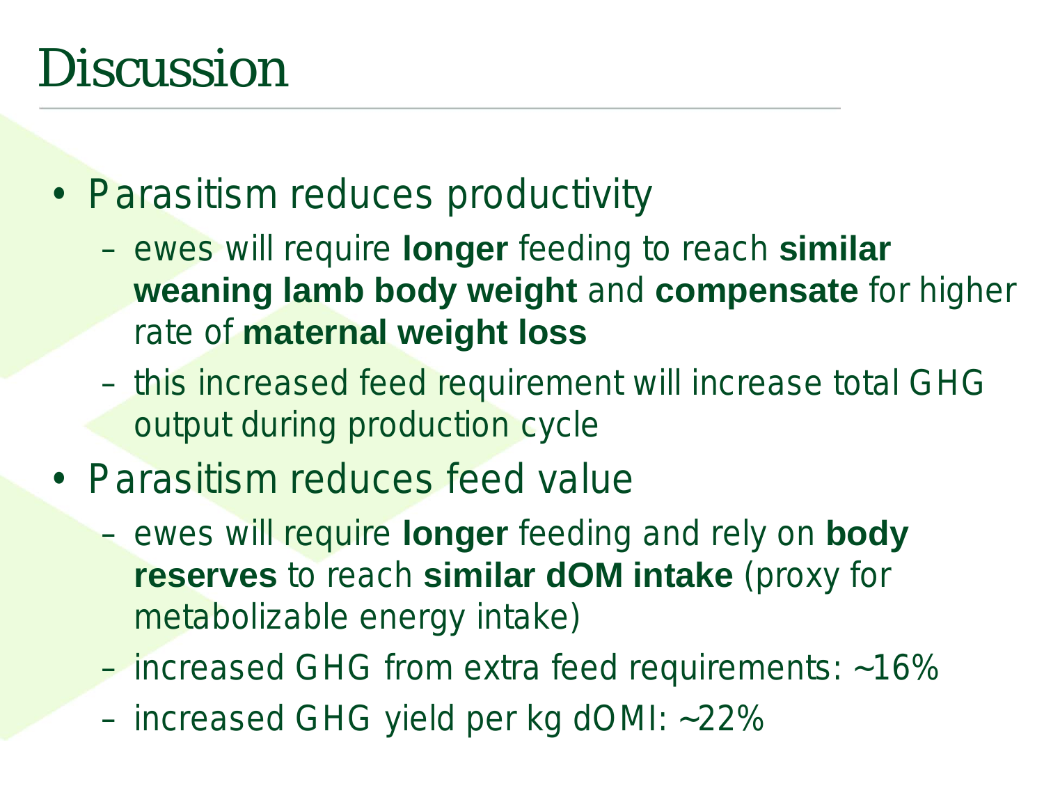# Discussion

- Parasitism reduces productivity
  - ewes will require **longer** feeding to reach **similar weaning lamb body weight** and **compensate** for higher rate of **maternal weight loss**
  - this increased feed requirement will increase total GHG output during production cycle
- Parasitism reduces feed value
  - ewes will require **longer** feeding and rely on **body reserves** to reach **similar dOM intake** (proxy for metabolizable energy intake)
  - increased GHG from extra feed requirements: ~16%
  - increased GHG yield per kg dOMI: ~22%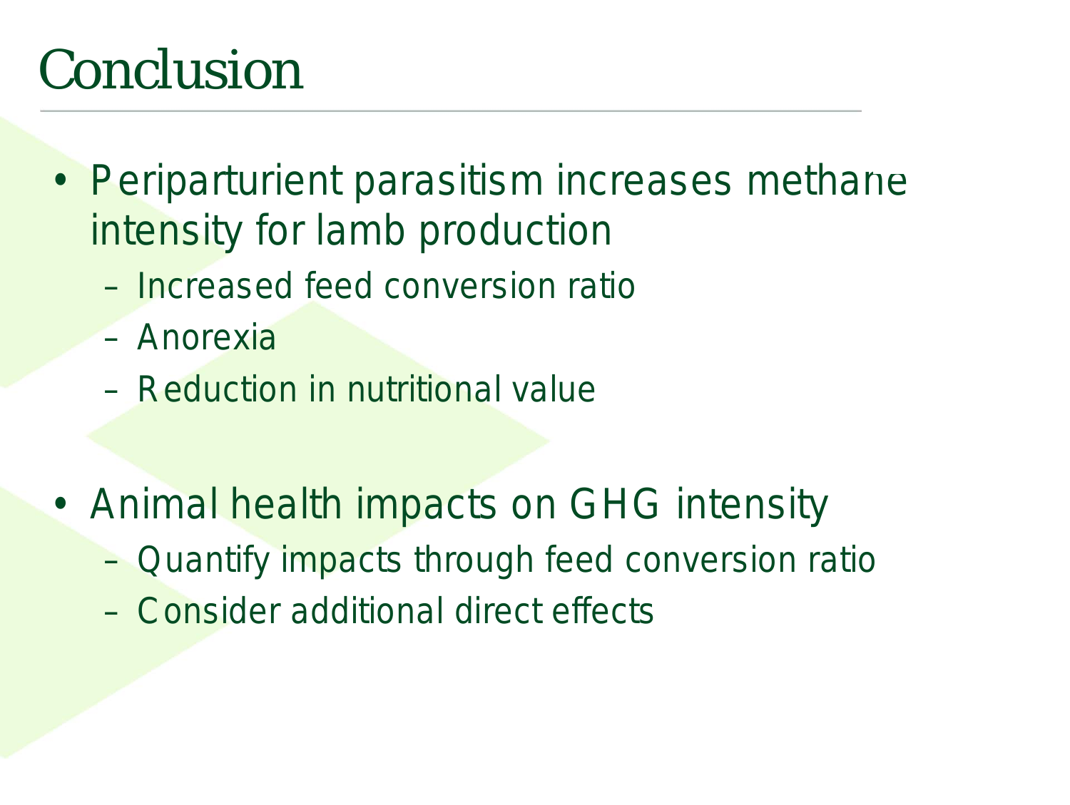# Conclusion

- Periparturient parasitism increases methane intensity for lamb production
  - Increased feed conversion ratio
  - Anorexia
  - Reduction in nutritional value

- Animal health impacts on GHG intensity
  - Quantify impacts through feed conversion ratio
  - Consider additional direct effects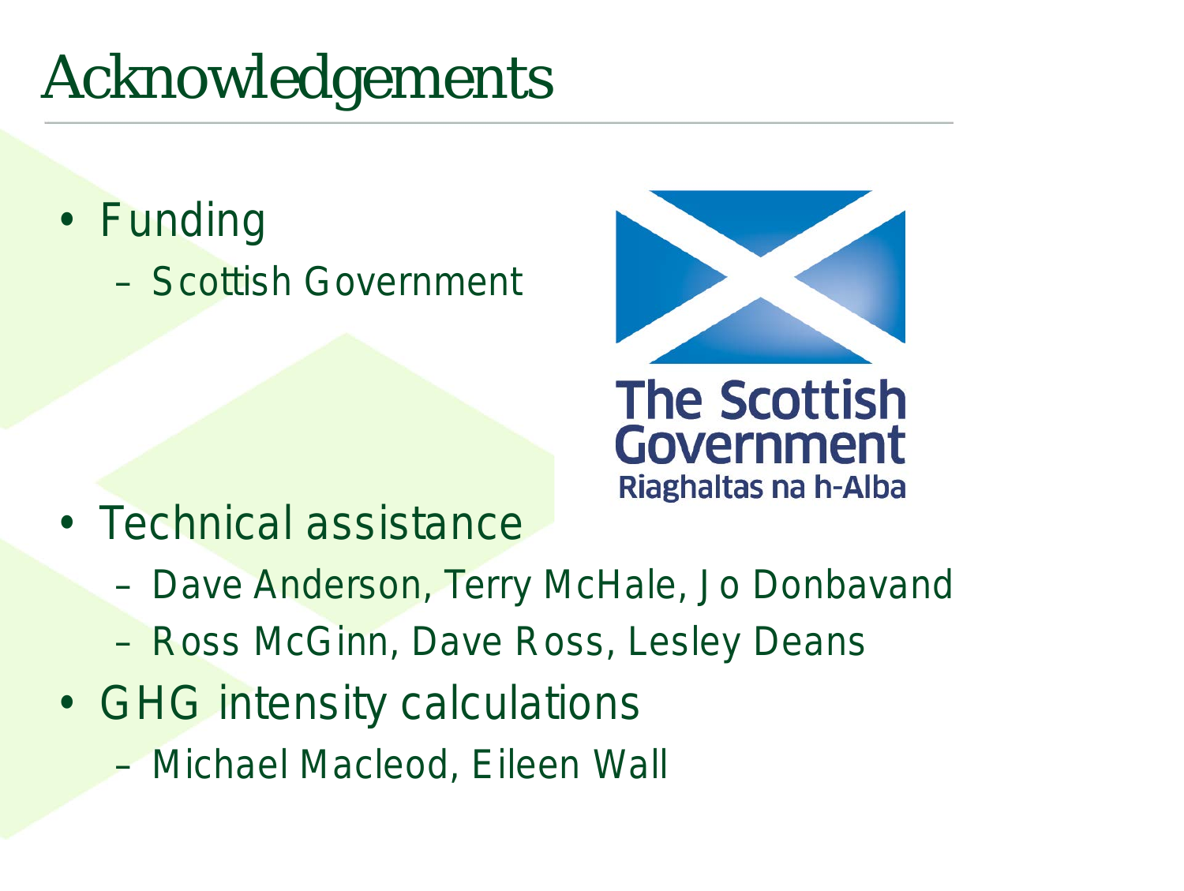# Acknowledgements

- Funding
  - Scottish Government
- Technical assistance
  - Dave Anderson, Terry McHale, Jo Donbavand
  - Ross McGinn, Dave Ross, Lesley Deans
- GHG intensity calculations
  - Michael Macleod, Eileen Wall